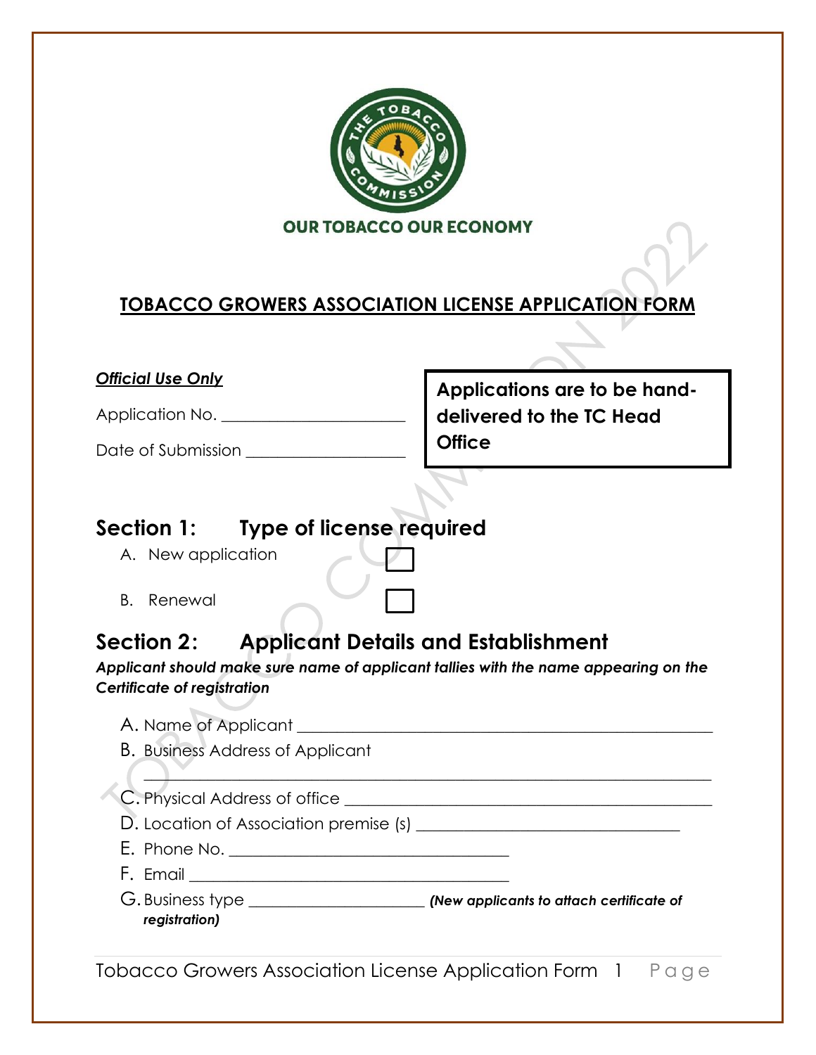OUR TOBACCO OUR ECONOMY

# TOBACCO GROWERS ASSOCIATION LICENSE APPLICATION FORM

***Official Use Only***

Application No. ______________________

Date of Submission ___________________

**Applications are to be hand-delivered to the TC Head Office**

## Section 1: Type of license required

A. New application ☐

B. Renewal ☐

## Section 2: Applicant Details and Establishment

***Applicant should make sure name of applicant tallies with the name appearing on the Certificate of registration***

A. Name of Applicant ____________________________________________________

B. Business Address of Applicant

____________________________________________________________

C. Physical Address of office ____________________________________________

D. Location of Association premise (s) ______________________________

E. Phone No. ________________________________

F. Email ______________________________________

G. Business type ______________________ ***(New applicants to attach certificate of registration)***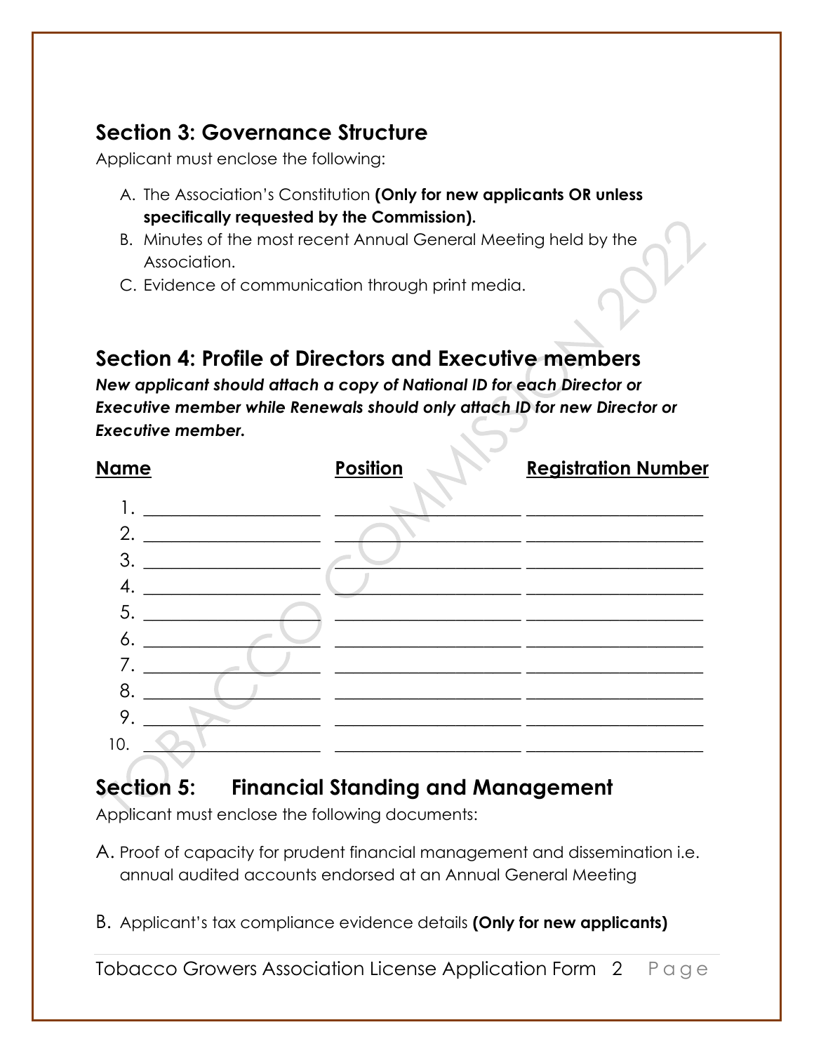## Section 3: Governance Structure

Applicant must enclose the following:

A. The Association's Constitution **(Only for new applicants OR unless specifically requested by the Commission).**
B. Minutes of the most recent Annual General Meeting held by the Association.
C. Evidence of communication through print media.

## Section 4: Profile of Directors and Executive members

***New applicant should attach a copy of National ID for each Director or Executive member while Renewals should only attach ID for new Director or Executive member.***

| Name | Position | Registration Number |
| --- | --- | --- |
| 1. | | |
| 2. | | |
| 3. | | |
| 4. | | |
| 5. | | |
| 6. | | |
| 7. | | |
| 8. | | |
| 9. | | |
| 10. | | |

## Section 5: Financial Standing and Management

Applicant must enclose the following documents:

A. Proof of capacity for prudent financial management and dissemination i.e. annual audited accounts endorsed at an Annual General Meeting

B. Applicant's tax compliance evidence details **(Only for new applicants)**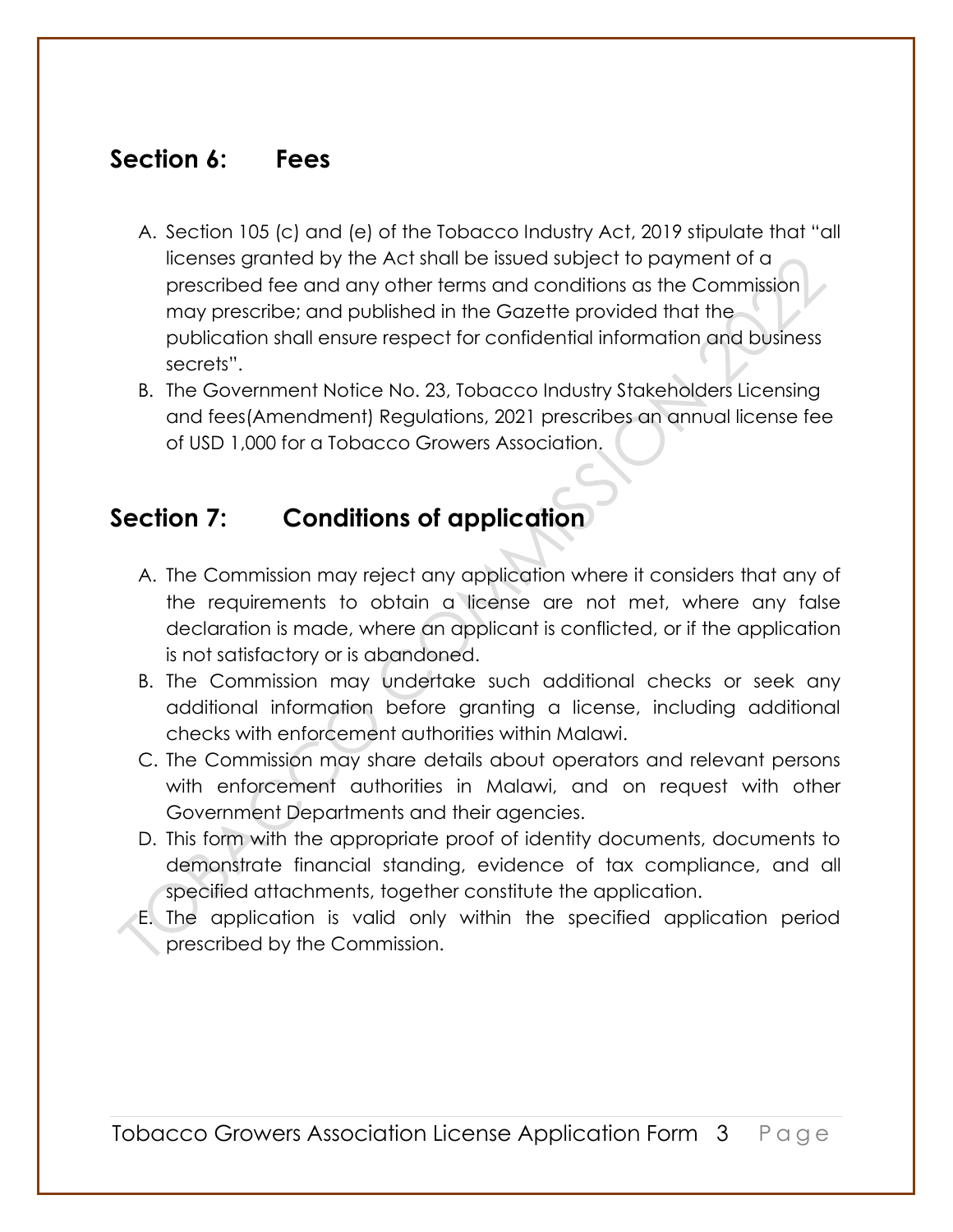## Section 6: Fees

A. Section 105 (c) and (e) of the Tobacco Industry Act, 2019 stipulate that "all licenses granted by the Act shall be issued subject to payment of a prescribed fee and any other terms and conditions as the Commission may prescribe; and published in the Gazette provided that the publication shall ensure respect for confidential information and business secrets".
B. The Government Notice No. 23, Tobacco Industry Stakeholders Licensing and fees(Amendment) Regulations, 2021 prescribes an annual license fee of USD 1,000 for a Tobacco Growers Association.

## Section 7: Conditions of application

A. The Commission may reject any application where it considers that any of the requirements to obtain a license are not met, where any false declaration is made, where an applicant is conflicted, or if the application is not satisfactory or is abandoned.
B. The Commission may undertake such additional checks or seek any additional information before granting a license, including additional checks with enforcement authorities within Malawi.
C. The Commission may share details about operators and relevant persons with enforcement authorities in Malawi, and on request with other Government Departments and their agencies.
D. This form with the appropriate proof of identity documents, documents to demonstrate financial standing, evidence of tax compliance, and all specified attachments, together constitute the application.
E. The application is valid only within the specified application period prescribed by the Commission.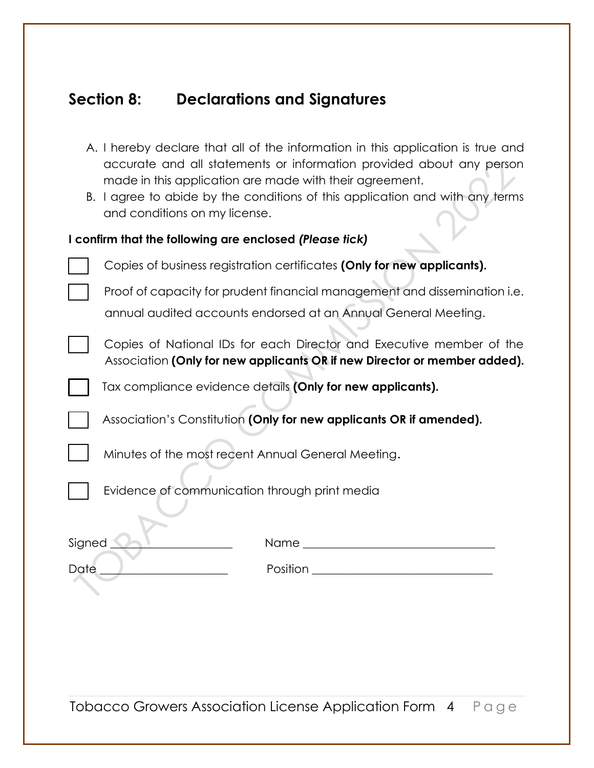## Section 8: Declarations and Signatures

A. I hereby declare that all of the information in this application is true and accurate and all statements or information provided about any person made in this application are made with their agreement.
B. I agree to abide by the conditions of this application and with any terms and conditions on my license.

**I confirm that the following are enclosed *(Please tick)***

- [ ] Copies of business registration certificates **(Only for new applicants).**
- [ ] Proof of capacity for prudent financial management and dissemination i.e. annual audited accounts endorsed at an Annual General Meeting.
- [ ] Copies of National IDs for each Director and Executive member of the Association **(Only for new applicants OR if new Director or member added).**
- [ ] Tax compliance evidence details **(Only for new applicants).**
- [ ] Association's Constitution **(Only for new applicants OR if amended).**
- [ ] Minutes of the most recent Annual General Meeting.
- [ ] Evidence of communication through print media

Signed ____________________ Name ________________________________

Date ______________________ Position ______________________________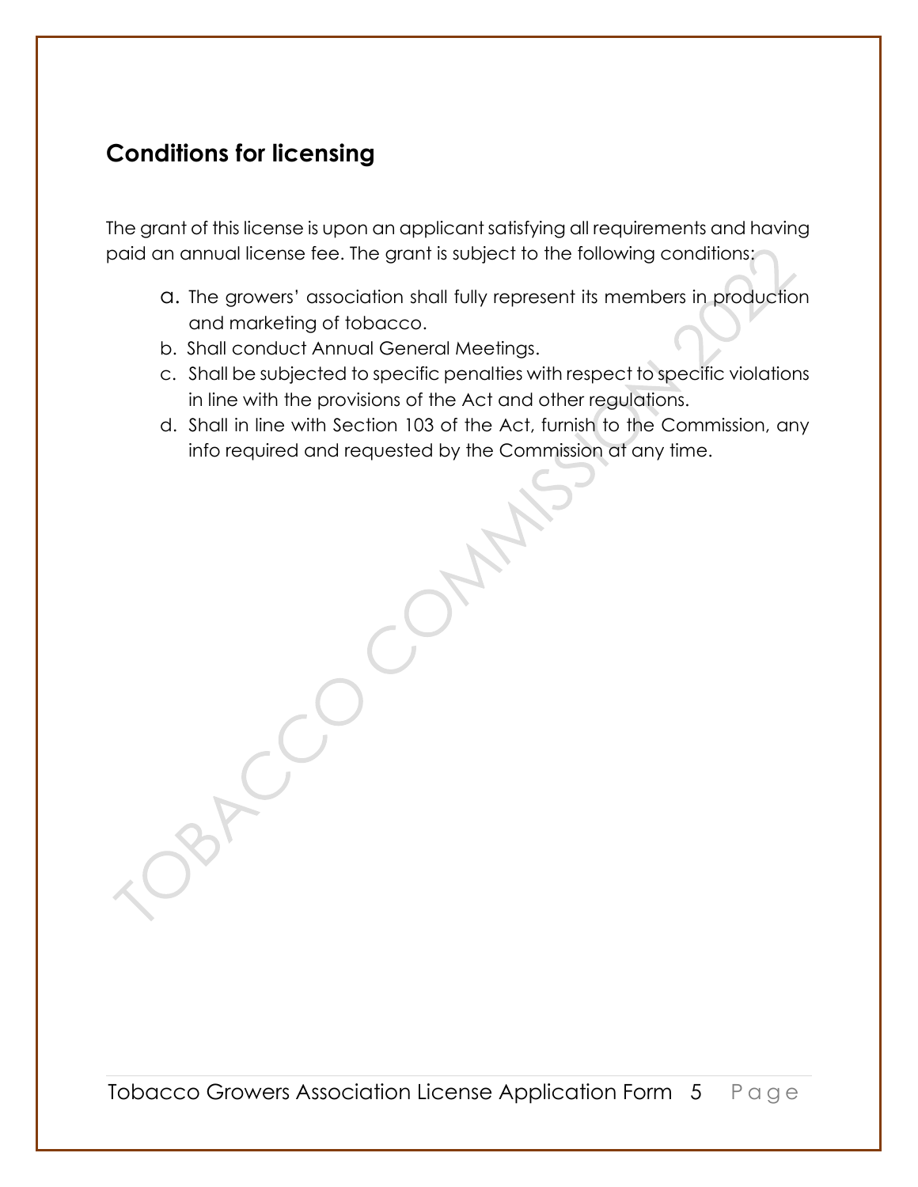## Conditions for licensing

The grant of this license is upon an applicant satisfying all requirements and having paid an annual license fee. The grant is subject to the following conditions:

a. The growers' association shall fully represent its members in production and marketing of tobacco.
b. Shall conduct Annual General Meetings.
c. Shall be subjected to specific penalties with respect to specific violations in line with the provisions of the Act and other regulations.
d. Shall in line with Section 103 of the Act, furnish to the Commission, any info required and requested by the Commission at any time.